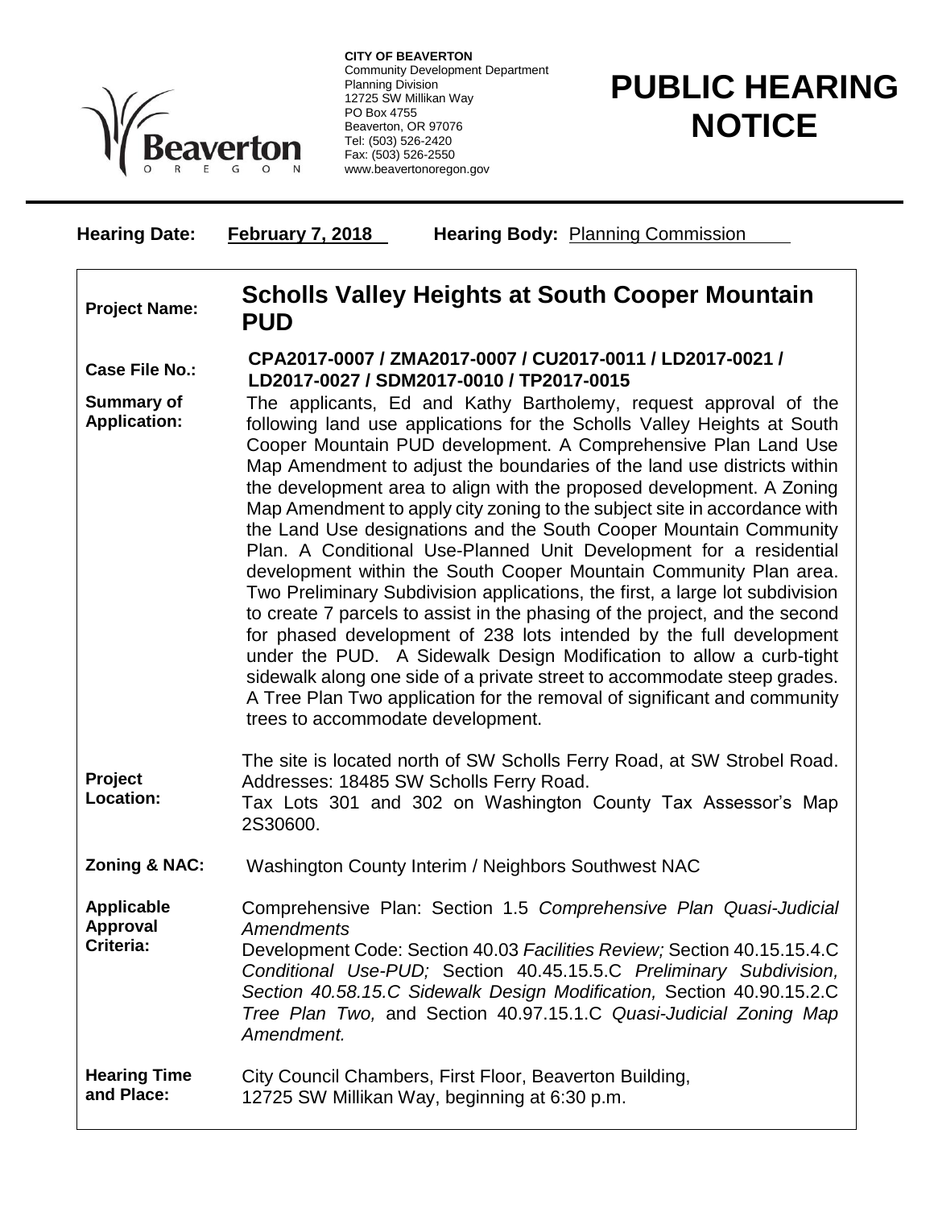**CITY OF BEAVERTON**
Community Development Department
Planning Division
12725 SW Millikan Way
PO Box 4755
Beaverton, OR 97076
Tel: (503) 526-2420
Fax: (503) 526-2550
www.beavertonoregon.gov

# PUBLIC HEARING NOTICE

**Hearing Date:** **February 7, 2018** **Hearing Body:** Planning Commission

**Project Name:** **Scholls Valley Heights at South Cooper Mountain PUD**

**Case File No.:** **CPA2017-0007 / ZMA2017-0007 / CU2017-0011 / LD2017-0021 / LD2017-0027 / SDM2017-0010 / TP2017-0015**

**Summary of Application:** The applicants, Ed and Kathy Bartholemy, request approval of the following land use applications for the Scholls Valley Heights at South Cooper Mountain PUD development. A Comprehensive Plan Land Use Map Amendment to adjust the boundaries of the land use districts within the development area to align with the proposed development. A Zoning Map Amendment to apply city zoning to the subject site in accordance with the Land Use designations and the South Cooper Mountain Community Plan. A Conditional Use-Planned Unit Development for a residential development within the South Cooper Mountain Community Plan area. Two Preliminary Subdivision applications, the first, a large lot subdivision to create 7 parcels to assist in the phasing of the project, and the second for phased development of 238 lots intended by the full development under the PUD. A Sidewalk Design Modification to allow a curb-tight sidewalk along one side of a private street to accommodate steep grades. A Tree Plan Two application for the removal of significant and community trees to accommodate development.

**Project Location:** The site is located north of SW Scholls Ferry Road, at SW Strobel Road. Addresses: 18485 SW Scholls Ferry Road. Tax Lots 301 and 302 on Washington County Tax Assessor's Map 2S30600.

**Zoning & NAC:** Washington County Interim / Neighbors Southwest NAC

**Applicable Approval Criteria:** Comprehensive Plan: Section 1.5 *Comprehensive Plan Quasi-Judicial Amendments*
Development Code: Section 40.03 *Facilities Review;* Section 40.15.15.4.C *Conditional Use-PUD;* Section 40.45.15.5.C *Preliminary Subdivision, Section 40.58.15.C Sidewalk Design Modification,* Section 40.90.15.2.C *Tree Plan Two,* and Section 40.97.15.1.C *Quasi-Judicial Zoning Map Amendment.*

**Hearing Time and Place:** City Council Chambers, First Floor, Beaverton Building, 12725 SW Millikan Way, beginning at 6:30 p.m.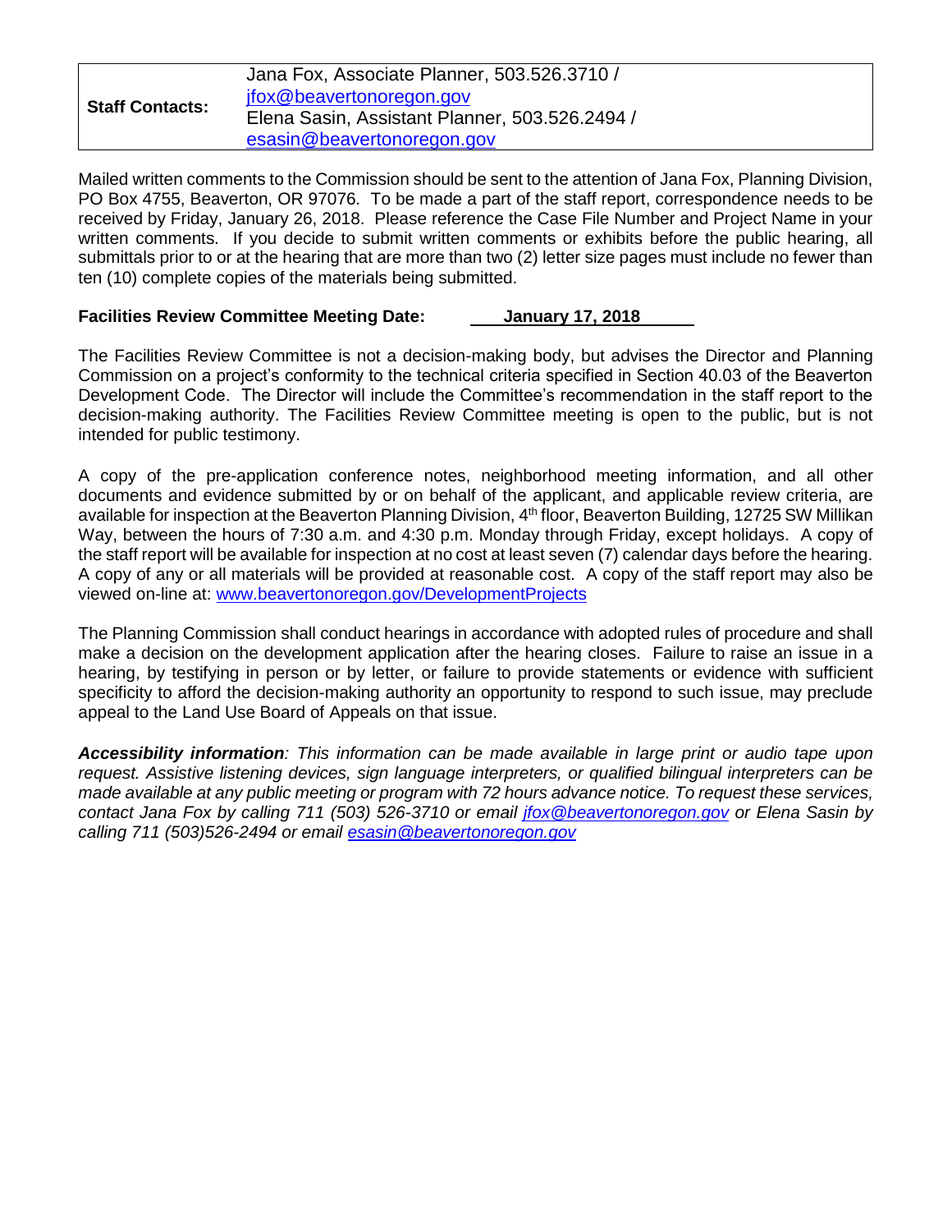| | |
|---|---|
| **Staff Contacts:** | Jana Fox, Associate Planner, 503.526.3710 / jfox@beavertonoregon.gov<br>Elena Sasin, Assistant Planner, 503.526.2494 / esasin@beavertonoregon.gov |

Mailed written comments to the Commission should be sent to the attention of Jana Fox, Planning Division, PO Box 4755, Beaverton, OR 97076. To be made a part of the staff report, correspondence needs to be received by Friday, January 26, 2018. Please reference the Case File Number and Project Name in your written comments. If you decide to submit written comments or exhibits before the public hearing, all submittals prior to or at the hearing that are more than two (2) letter size pages must include no fewer than ten (10) complete copies of the materials being submitted.

**Facilities Review Committee Meeting Date:** **January 17, 2018**

The Facilities Review Committee is not a decision-making body, but advises the Director and Planning Commission on a project's conformity to the technical criteria specified in Section 40.03 of the Beaverton Development Code. The Director will include the Committee's recommendation in the staff report to the decision-making authority. The Facilities Review Committee meeting is open to the public, but is not intended for public testimony.

A copy of the pre-application conference notes, neighborhood meeting information, and all other documents and evidence submitted by or on behalf of the applicant, and applicable review criteria, are available for inspection at the Beaverton Planning Division, 4th floor, Beaverton Building, 12725 SW Millikan Way, between the hours of 7:30 a.m. and 4:30 p.m. Monday through Friday, except holidays. A copy of the staff report will be available for inspection at no cost at least seven (7) calendar days before the hearing. A copy of any or all materials will be provided at reasonable cost. A copy of the staff report may also be viewed on-line at: www.beavertonoregon.gov/DevelopmentProjects

The Planning Commission shall conduct hearings in accordance with adopted rules of procedure and shall make a decision on the development application after the hearing closes. Failure to raise an issue in a hearing, by testifying in person or by letter, or failure to provide statements or evidence with sufficient specificity to afford the decision-making authority an opportunity to respond to such issue, may preclude appeal to the Land Use Board of Appeals on that issue.

***Accessibility information****: This information can be made available in large print or audio tape upon request. Assistive listening devices, sign language interpreters, or qualified bilingual interpreters can be made available at any public meeting or program with 72 hours advance notice. To request these services, contact Jana Fox by calling 711 (503) 526-3710 or email jfox@beavertonoregon.gov or Elena Sasin by calling 711 (503)526-2494 or email esasin@beavertonoregon.gov*